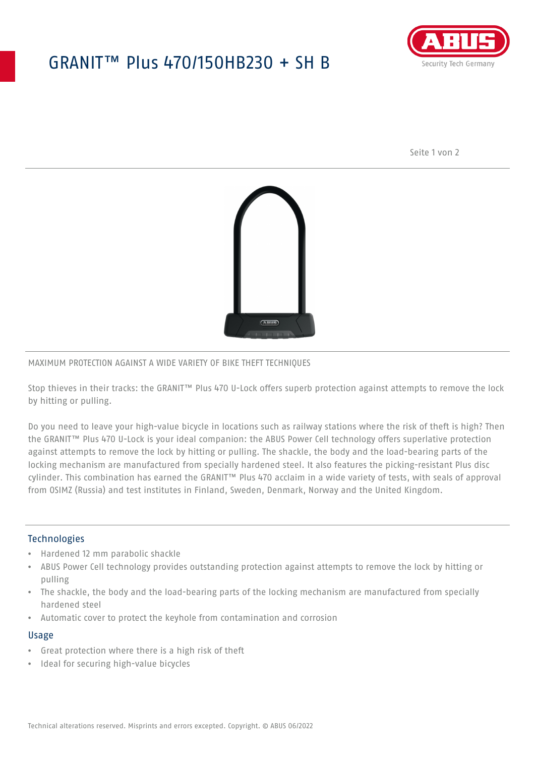# GRANIT™ Plus 470/150HB230 + SH B

MAXIMUM PROTECTION AGAINST A WIDE VARIETY OF BIKE THEFT TECHNIQUES

Stop thieves in their tracks: the GRANIT™ Plus 470 U-Lock offers superb protection against attempts to remove the lock by hitting or pulling.

Do you need to leave your high-value bicycle in locations such as railway stations where the risk of theft is high? Then the GRANIT™ Plus 470 U-Lock is your ideal companion: the ABUS Power Cell technology offers superlative protection against attempts to remove the lock by hitting or pulling. The shackle, the body and the load-bearing parts of the locking mechanism are manufactured from specially hardened steel. It also features the picking-resistant Plus disc cylinder. This combination has earned the GRANIT™ Plus 470 acclaim in a wide variety of tests, with seals of approval from OSIMZ (Russia) and test institutes in Finland, Sweden, Denmark, Norway and the United Kingdom.

## Technologies

- Hardened 12 mm parabolic shackle
- ABUS Power Cell technology provides outstanding protection against attempts to remove the lock by hitting or pulling
- The shackle, the body and the load-bearing parts of the locking mechanism are manufactured from specially hardened steel
- Automatic cover to protect the keyhole from contamination and corrosion

## Usage

- Great protection where there is a high risk of theft
- Ideal for securing high-value bicycles

Technical alterations reserved. Misprints and errors excepted. Copyright. © ABUS 06/2022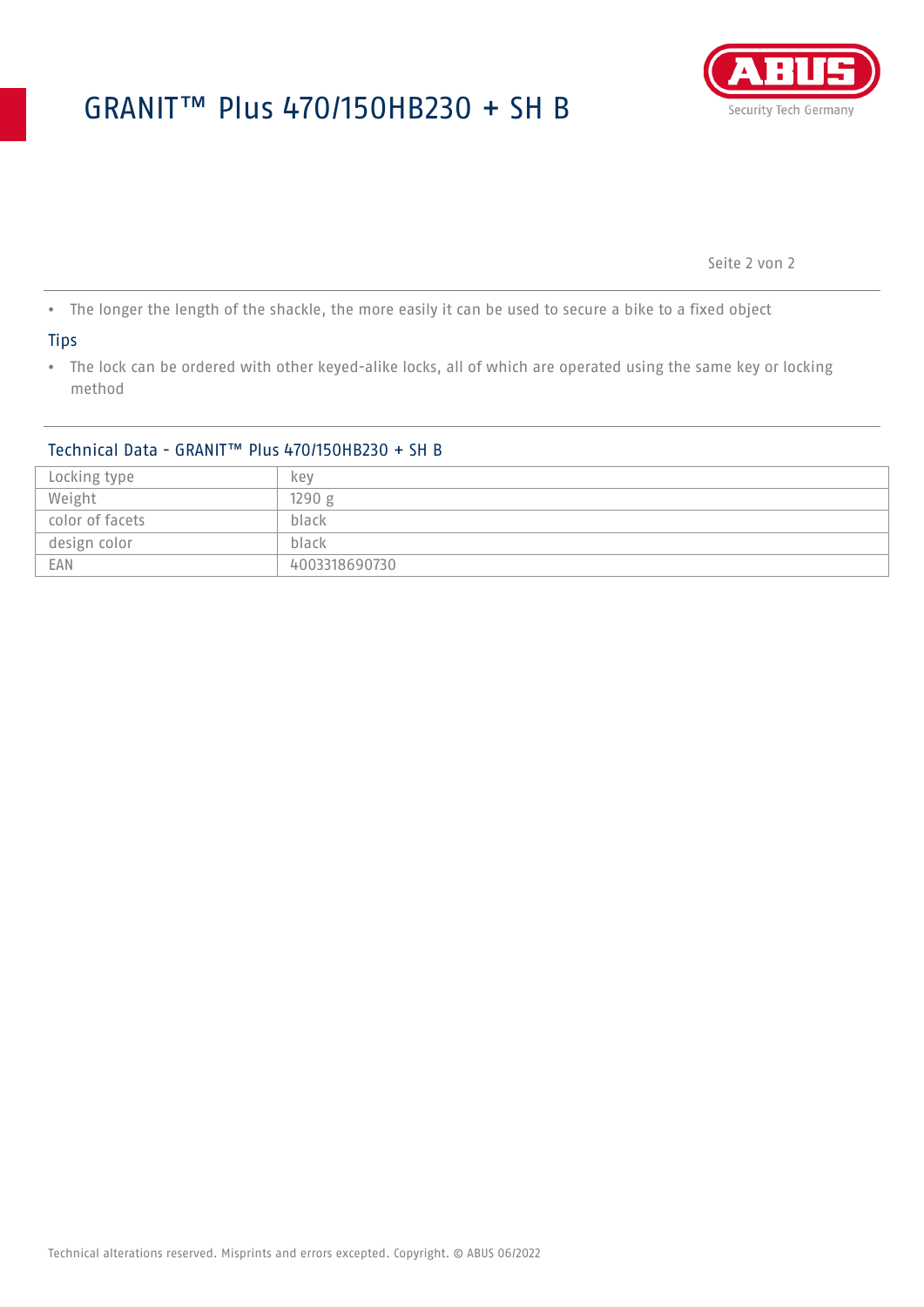- The longer the length of the shackle, the more easily it can be used to secure a bike to a fixed object

## Tips

- The lock can be ordered with other keyed-alike locks, all of which are operated using the same key or locking method

## Technical Data - GRANIT™ Plus 470/150HB230 + SH B

| | |
|---|---|
| Locking type | key |
| Weight | 1290 g |
| color of facets | black |
| design color | black |
| EAN | 4003318690730 |

Technical alterations reserved. Misprints and errors excepted. Copyright. © ABUS 06/2022